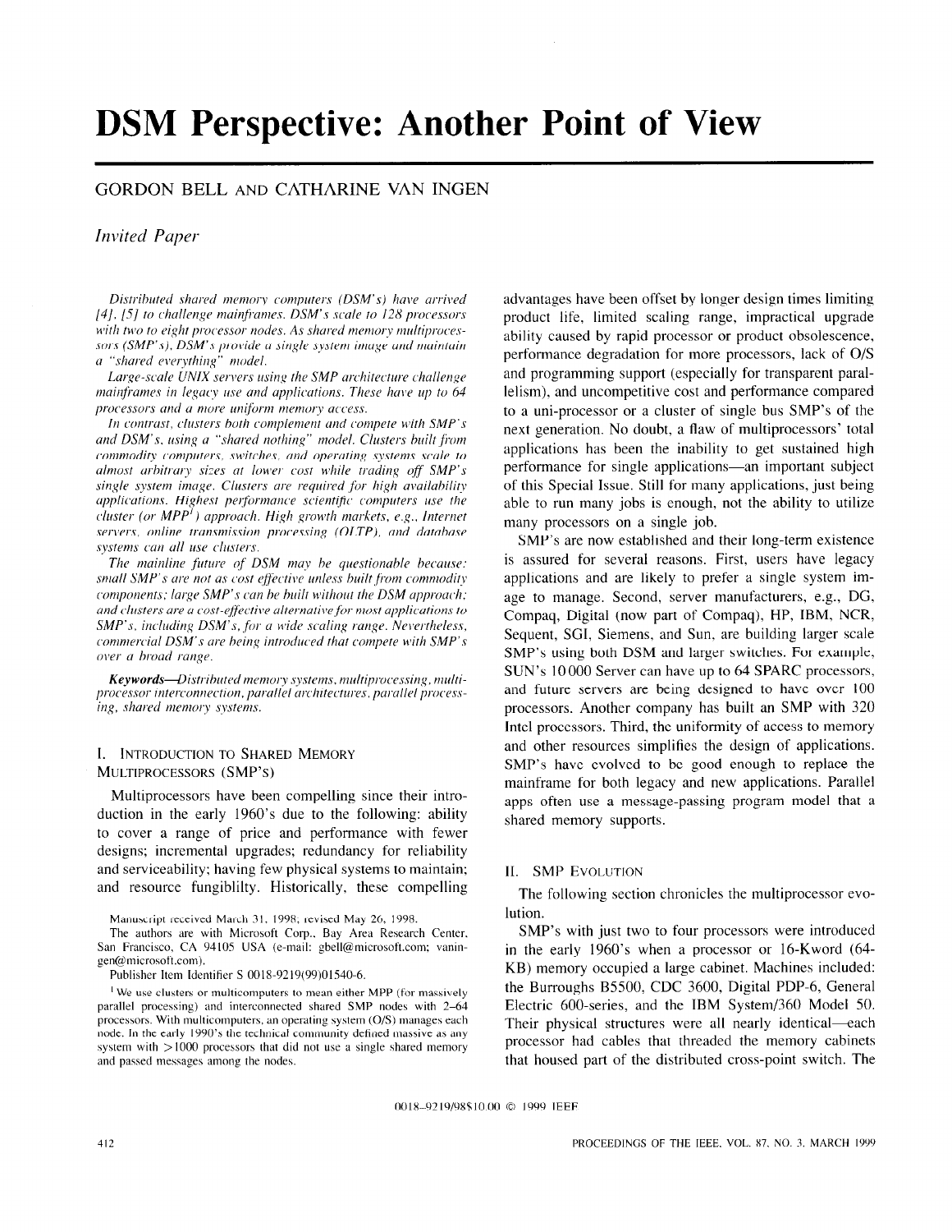# DSM Perspective: Another Point of View

GORDON BELL AND CATHARINE VAN INGEN

*Invited Paper*

*Distributed shared memory computers (DSM's) have arrived [4], [5] to challenge mainframes. DSM's scale to 128 processors with two to eight processor nodes. As shared memory multiprocessors (SMP's), DSM's provide a single system image and maintain a "shared everything" model.*

*Large-scale UNIX servers using the SMP architecture challenge mainframes in legacy use and applications. These have up to 64 processors and a more uniform memory access.*

*In contrast, clusters both complement and compete with SMP's and DSM's, using a "shared nothing" model. Clusters built from commodity computers, switches, and operating systems scale to almost arbitrary sizes at lower cost while trading off SMP's single system image. Clusters are required for high availability applications. Highest performance scientific computers use the cluster (or MPP[1]) approach. High growth markets, e.g., Internet servers, online transmission processing (OLTP), and database systems can all use clusters.*

*The mainline future of DSM may be questionable because: small SMP's are not as cost effective unless built from commodity components; large SMP's can be built without the DSM approach; and clusters are a cost-effective alternative for most applications to SMP's, including DSM's, for a wide scaling range. Nevertheless, commercial DSM's are being introduced that compete with SMP's over a broad range.*

***Keywords***—*Distributed memory systems, multiprocessing, multiprocessor interconnection, parallel architectures, parallel processing, shared memory systems.*

## I. Introduction to Shared Memory Multiprocessors (SMP's)

Multiprocessors have been compelling since their introduction in the early 1960's due to the following: ability to cover a range of price and performance with fewer designs; incremental upgrades; redundancy for reliability and serviceability; having few physical systems to maintain; and resource fungiblilty. Historically, these compelling advantages have been offset by longer design times limiting product life, limited scaling range, impractical upgrade ability caused by rapid processor or product obsolescence, performance degradation for more processors, lack of O/S and programming support (especially for transparent parallelism), and uncompetitive cost and performance compared to a uni-processor or a cluster of single bus SMP's of the next generation. No doubt, a flaw of multiprocessors' total applications has been the inability to get sustained high performance for single applications—an important subject of this Special Issue. Still for many applications, just being able to run many jobs is enough, not the ability to utilize many processors on a single job.

SMP's are now established and their long-term existence is assured for several reasons. First, users have legacy applications and are likely to prefer a single system image to manage. Second, server manufacturers, e.g., DG, Compaq, Digital (now part of Compaq), HP, IBM, NCR, Sequent, SGI, Siemens, and Sun, are building larger scale SMP's using both DSM and larger switches. For example, SUN's 10 000 Server can have up to 64 SPARC processors, and future servers are being designed to have over 100 processors. Another company has built an SMP with 320 Intel processors. Third, the uniformity of access to memory and other resources simplifies the design of applications. SMP's have evolved to be good enough to replace the mainframe for both legacy and new applications. Parallel apps often use a message-passing program model that a shared memory supports.

## II. SMP Evolution

The following section chronicles the multiprocessor evolution.

SMP's with just two to four processors were introduced in the early 1960's when a processor or 16-Kword (64-KB) memory occupied a large cabinet. Machines included: the Burroughs B5500, CDC 3600, Digital PDP-6, General Electric 600-series, and the IBM System/360 Model 50. Their physical structures were all nearly identical—each processor had cables that threaded the memory cabinets that housed part of the distributed cross-point switch. The

---

Manuscript received March 31, 1998; revised May 26, 1998.

The authors are with Microsoft Corp., Bay Area Research Center, San Francisco, CA 94105 USA (e-mail: gbell@microsoft.com; vaningen@microsoft.com).

Publisher Item Identifier S 0018-9219(99)01540-6.

[1] We use clusters or multicomputers to mean either MPP (for massively parallel processing) and interconnected shared SMP nodes with 2–64 processors. With multicomputers, an operating system (O/S) manages each node. In the early 1990's the technical community defined massive as any system with >1000 processors that did not use a single shared memory and passed messages among the nodes.

0018–9219/98$10.00 © 1999 IEEE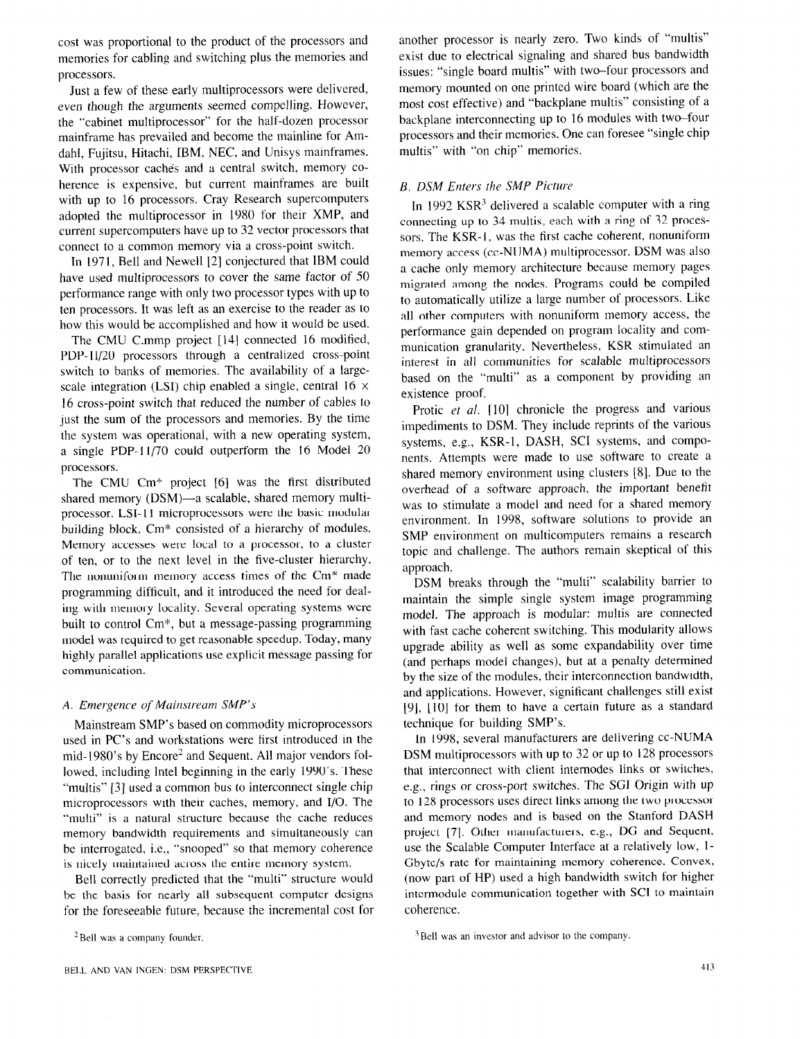cost was proportional to the product of the processors and memories for cabling and switching plus the memories and processors.

Just a few of these early multiprocessors were delivered, even though the arguments seemed compelling. However, the "cabinet multiprocessor" for the half-dozen processor mainframe has prevailed and become the mainline for Amdahl, Fujitsu, Hitachi, IBM, NEC, and Unisys mainframes. With processor caches and a central switch, memory coherence is expensive, but current mainframes are built with up to 16 processors. Cray Research supercomputers adopted the multiprocessor in 1980 for their XMP, and current supercomputers have up to 32 vector processors that connect to a common memory via a cross-point switch.

In 1971, Bell and Newell [2] conjectured that IBM could have used multiprocessors to cover the same factor of 50 performance range with only two processor types with up to ten processors. It was left as an exercise to the reader as to how this would be accomplished and how it would be used.

The CMU C.mmp project [14] connected 16 modified, PDP-11/20 processors through a centralized cross-point switch to banks of memories. The availability of a large-scale integration (LSI) chip enabled a single, central 16 × 16 cross-point switch that reduced the number of cables to just the sum of the processors and memories. By the time the system was operational, with a new operating system, a single PDP-11/70 could outperform the 16 Model 20 processors.

The CMU Cm* project [6] was the first distributed shared memory (DSM)—a scalable, shared memory multiprocessor. LSI-11 microprocessors were the basic modular building block. Cm* consisted of a hierarchy of modules. Memory accesses were local to a processor, to a cluster of ten, or to the next level in the five-cluster hierarchy. The nonuniform memory access times of the Cm* made programming difficult, and it introduced the need for dealing with memory locality. Several operating systems were built to control Cm*, but a message-passing programming model was required to get reasonable speedup. Today, many highly parallel applications use explicit message passing for communication.

### *A. Emergence of Mainstream SMP's*

Mainstream SMP's based on commodity microprocessors used in PC's and workstations were first introduced in the mid-1980's by Encore[2] and Sequent. All major vendors followed, including Intel beginning in the early 1990's. These "multis" [3] used a common bus to interconnect single chip microprocessors with their caches, memory, and I/O. The "multi" is a natural structure because the cache reduces memory bandwidth requirements and simultaneously can be interrogated, i.e., "snooped" so that memory coherence is nicely maintained across the entire memory system.

Bell correctly predicted that the "multi" structure would be the basis for nearly all subsequent computer designs for the foreseeable future, because the incremental cost for another processor is nearly zero. Two kinds of "multis" exist due to electrical signaling and shared bus bandwidth issues: "single board multis" with two–four processors and memory mounted on one printed wire board (which are the most cost effective) and "backplane multis" consisting of a backplane interconnecting up to 16 modules with two–four processors and their memories. One can foresee "single chip multis" with "on chip" memories.

### *B. DSM Enters the SMP Picture*

In 1992 KSR[3] delivered a scalable computer with a ring connecting up to 34 multis, each with a ring of 32 processors. The KSR-1, was the first cache coherent, nonuniform memory access (cc-NUMA) multiprocessor. DSM was also a cache only memory architecture because memory pages migrated among the nodes. Programs could be compiled to automatically utilize a large number of processors. Like all other computers with nonuniform memory access, the performance gain depended on program locality and communication granularity. Nevertheless, KSR stimulated an interest in all communities for scalable multiprocessors based on the "multi" as a component by providing an existence proof.

Protic *et al.* [10] chronicle the progress and various impediments to DSM. They include reprints of the various systems, e.g., KSR-1, DASH, SCI systems, and components. Attempts were made to use software to create a shared memory environment using clusters [8]. Due to the overhead of a software approach, the important benefit was to stimulate a model and need for a shared memory environment. In 1998, software solutions to provide an SMP environment on multicomputers remains a research topic and challenge. The authors remain skeptical of this approach.

DSM breaks through the "multi" scalability barrier to maintain the simple single system image programming model. The approach is modular: multis are connected with fast cache coherent switching. This modularity allows upgrade ability as well as some expandability over time (and perhaps model changes), but at a penalty determined by the size of the modules, their interconnection bandwidth, and applications. However, significant challenges still exist [9], [10] for them to have a certain future as a standard technique for building SMP's.

In 1998, several manufacturers are delivering cc-NUMA DSM multiprocessors with up to 32 or up to 128 processors that interconnect with client internodes links or switches, e.g., rings or cross-port switches. The SGI Origin with up to 128 processors uses direct links among the two processor and memory nodes and is based on the Stanford DASH project [7]. Other manufacturers, e.g., DG and Sequent, use the Scalable Computer Interface at a relatively low, 1-Gbyte/s rate for maintaining memory coherence. Convex, (now part of HP) used a high bandwidth switch for higher intermodule communication together with SCI to maintain coherence.

[2] Bell was a company founder.

[3] Bell was an investor and advisor to the company.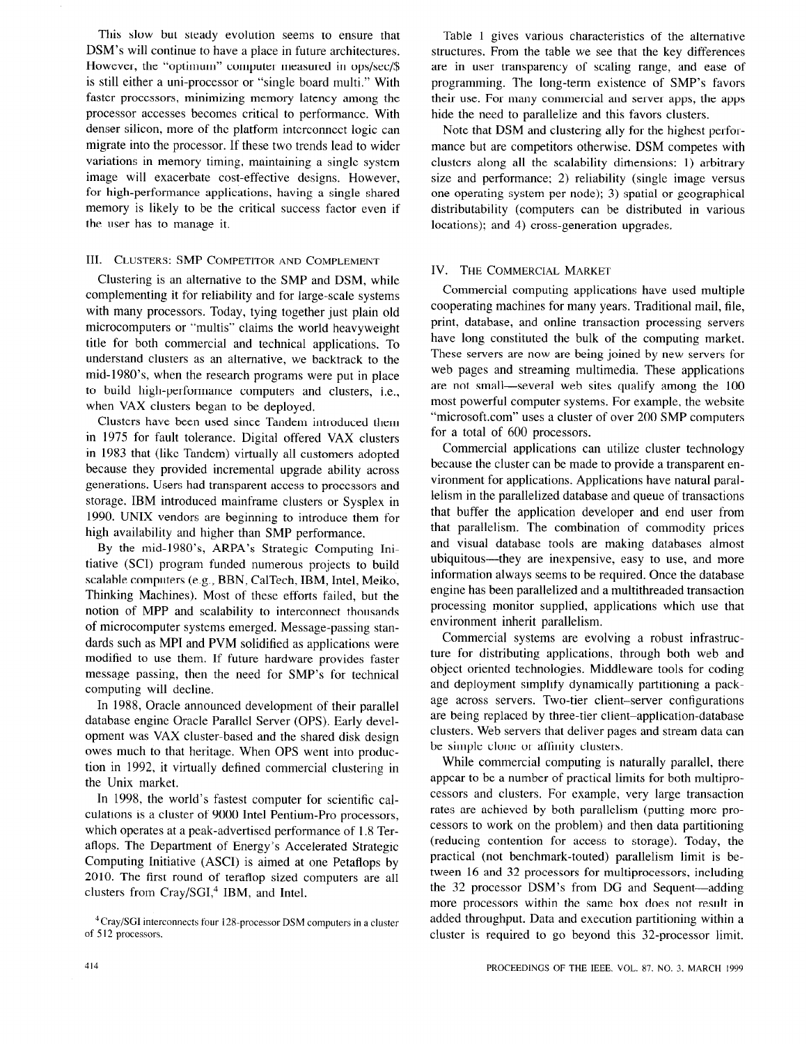This slow but steady evolution seems to ensure that DSM's will continue to have a place in future architectures. However, the "optimum" computer measured in ops/sec/$ is still either a uni-processor or "single board multi." With faster processors, minimizing memory latency among the processor accesses becomes critical to performance. With denser silicon, more of the platform interconnect logic can migrate into the processor. If these two trends lead to wider variations in memory timing, maintaining a single system image will exacerbate cost-effective designs. However, for high-performance applications, having a single shared memory is likely to be the critical success factor even if the user has to manage it.

## III. Clusters: SMP Competitor and Complement

Clustering is an alternative to the SMP and DSM, while complementing it for reliability and for large-scale systems with many processors. Today, tying together just plain old microcomputers or "multis" claims the world heavyweight title for both commercial and technical applications. To understand clusters as an alternative, we backtrack to the mid-1980's, when the research programs were put in place to build high-performance computers and clusters, i.e., when VAX clusters began to be deployed.

Clusters have been used since Tandem introduced them in 1975 for fault tolerance. Digital offered VAX clusters in 1983 that (like Tandem) virtually all customers adopted because they provided incremental upgrade ability across generations. Users had transparent access to processors and storage. IBM introduced mainframe clusters or Sysplex in 1990. UNIX vendors are beginning to introduce them for high availability and higher than SMP performance.

By the mid-1980's, ARPA's Strategic Computing Initiative (SCI) program funded numerous projects to build scalable computers (e.g., BBN, CalTech, IBM, Intel, Meiko, Thinking Machines). Most of these efforts failed, but the notion of MPP and scalability to interconnect thousands of microcomputer systems emerged. Message-passing standards such as MPI and PVM solidified as applications were modified to use them. If future hardware provides faster message passing, then the need for SMP's for technical computing will decline.

In 1988, Oracle announced development of their parallel database engine Oracle Parallel Server (OPS). Early development was VAX cluster-based and the shared disk design owes much to that heritage. When OPS went into production in 1992, it virtually defined commercial clustering in the Unix market.

In 1998, the world's fastest computer for scientific calculations is a cluster of 9000 Intel Pentium-Pro processors, which operates at a peak-advertised performance of 1.8 Teraflops. The Department of Energy's Accelerated Strategic Computing Initiative (ASCI) is aimed at one Petaflops by 2010. The first round of teraflop sized computers are all clusters from Cray/SGI,[4] IBM, and Intel.

[4] Cray/SGI interconnects four 128-processor DSM computers in a cluster of 512 processors.

Table 1 gives various characteristics of the alternative structures. From the table we see that the key differences are in user transparency of scaling range, and ease of programming. The long-term existence of SMP's favors their use. For many commercial and server apps, the apps hide the need to parallelize and this favors clusters.

Note that DSM and clustering ally for the highest performance but are competitors otherwise. DSM competes with clusters along all the scalability dimensions: 1) arbitrary size and performance; 2) reliability (single image versus one operating system per node); 3) spatial or geographical distributability (computers can be distributed in various locations); and 4) cross-generation upgrades.

## IV. The Commercial Market

Commercial computing applications have used multiple cooperating machines for many years. Traditional mail, file, print, database, and online transaction processing servers have long constituted the bulk of the computing market. These servers are now are being joined by new servers for web pages and streaming multimedia. These applications are not small—several web sites qualify among the 100 most powerful computer systems. For example, the website "microsoft.com" uses a cluster of over 200 SMP computers for a total of 600 processors.

Commercial applications can utilize cluster technology because the cluster can be made to provide a transparent environment for applications. Applications have natural parallelism in the parallelized database and queue of transactions that buffer the application developer and end user from that parallelism. The combination of commodity prices and visual database tools are making databases almost ubiquitous—they are inexpensive, easy to use, and more information always seems to be required. Once the database engine has been parallelized and a multithreaded transaction processing monitor supplied, applications which use that environment inherit parallelism.

Commercial systems are evolving a robust infrastructure for distributing applications, through both web and object oriented technologies. Middleware tools for coding and deployment simplify dynamically partitioning a package across servers. Two-tier client–server configurations are being replaced by three-tier client–application-database clusters. Web servers that deliver pages and stream data can be simple clone or affinity clusters.

While commercial computing is naturally parallel, there appear to be a number of practical limits for both multiprocessors and clusters. For example, very large transaction rates are achieved by both parallelism (putting more processors to work on the problem) and then data partitioning (reducing contention for access to storage). Today, the practical (not benchmark-touted) parallelism limit is between 16 and 32 processors for multiprocessors, including the 32 processor DSM's from DG and Sequent—adding more processors within the same box does not result in added throughput. Data and execution partitioning within a cluster is required to go beyond this 32-processor limit.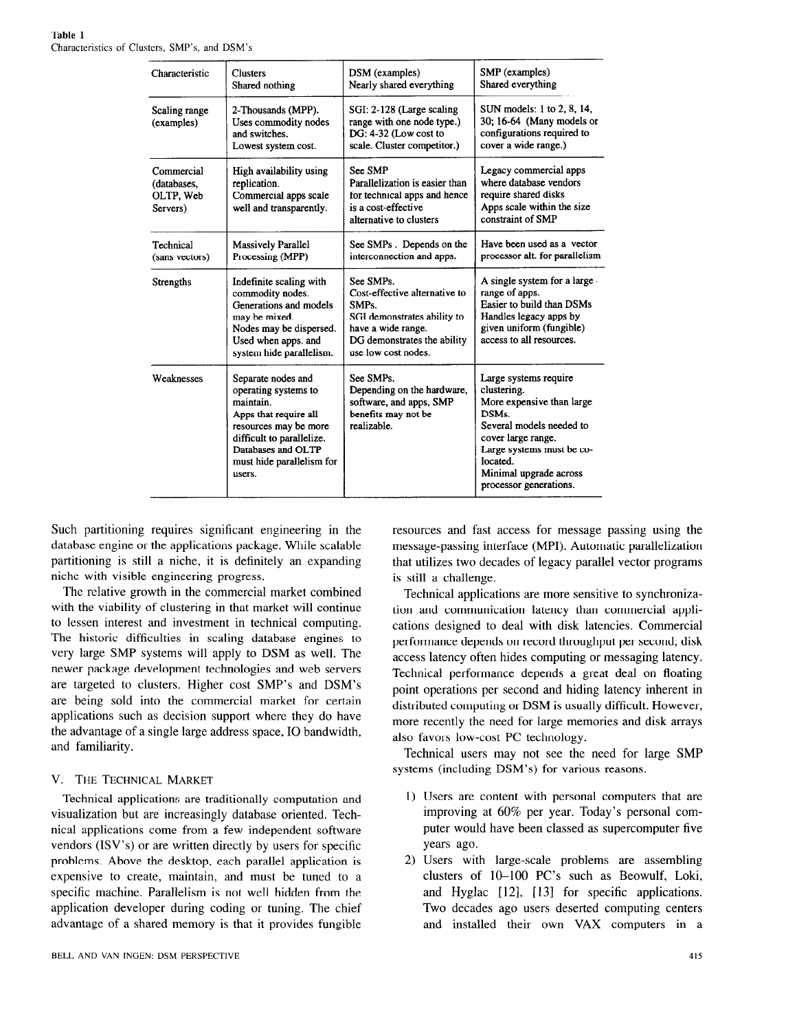Table 1
Characteristics of Clusters, SMP's, and DSM's

| Characteristic | Clusters Shared nothing | DSM (examples) Nearly shared everything | SMP (examples) Shared everything |
|---|---|---|---|
| Scaling range (examples) | 2-Thousands (MPP). Uses commodity nodes and switches. Lowest system cost. | SGI: 2-128 (Large scaling range with one node type.) DG: 4-32 (Low cost to scale. Cluster competitor.) | SUN models: 1 to 2, 8, 14, 30; 16-64 (Many models or configurations required to cover a wide range.) |
| Commercial (databases, OLTP, Web Servers) | High availability using replication. Commercial apps scale well and transparently. | See SMP Parallelization is easier than for technical apps and hence is a cost-effective alternative to clusters | Legacy commercial apps where database vendors require shared disks Apps scale within the size constraint of SMP |
| Technical (sans vectors) | Massively Parallel Processing (MPP) | See SMPs . Depends on the interconnection and apps. | Have been used as a vector processor alt. for parallelism |
| Strengths | Indefinite scaling with commodity nodes. Generations and models may be mixed. Nodes may be dispersed. Used when apps. and system hide parallelism. | See SMPs. Cost-effective alternative to SMPs. SGI demonstrates ability to have a wide range. DG demonstrates the ability use low cost nodes. | A single system for a large range of apps. Easier to build than DSMs Handles legacy apps by given uniform (fungible) access to all resources. |
| Weaknesses | Separate nodes and operating systems to maintain. Apps that require all resources may be more difficult to parallelize. Databases and OLTP must hide parallelism for users. | See SMPs. Depending on the hardware, software, and apps, SMP benefits may not be realizable. | Large systems require clustering. More expensive than large DSMs. Several models needed to cover large range. Large systems must be co-located. Minimal upgrade across processor generations. |

Such partitioning requires significant engineering in the database engine or the applications package. While scalable partitioning is still a niche, it is definitely an expanding niche with visible engineering progress.

The relative growth in the commercial market combined with the viability of clustering in that market will continue to lessen interest and investment in technical computing. The historic difficulties in scaling database engines to very large SMP systems will apply to DSM as well. The newer package development technologies and web servers are targeted to clusters. Higher cost SMP's and DSM's are being sold into the commercial market for certain applications such as decision support where they do have the advantage of a single large address space, IO bandwidth, and familiarity.

## V. The Technical Market

Technical applications are traditionally computation and visualization but are increasingly database oriented. Technical applications come from a few independent software vendors (ISV's) or are written directly by users for specific problems. Above the desktop, each parallel application is expensive to create, maintain, and must be tuned to a specific machine. Parallelism is not well hidden from the application developer during coding or tuning. The chief advantage of a shared memory is that it provides fungible resources and fast access for message passing using the message-passing interface (MPI). Automatic parallelization that utilizes two decades of legacy parallel vector programs is still a challenge.

Technical applications are more sensitive to synchronization and communication latency than commercial applications designed to deal with disk latencies. Commercial performance depends on record throughput per second; disk access latency often hides computing or messaging latency. Technical performance depends a great deal on floating point operations per second and hiding latency inherent in distributed computing or DSM is usually difficult. However, more recently the need for large memories and disk arrays also favors low-cost PC technology.

Technical users may not see the need for large SMP systems (including DSM's) for various reasons.

1) Users are content with personal computers that are improving at 60% per year. Today's personal computer would have been classed as supercomputer five years ago.
2) Users with large-scale problems are assembling clusters of 10–100 PC's such as Beowulf, Loki, and Hyglac [12], [13] for specific applications. Two decades ago users deserted computing centers and installed their own VAX computers in a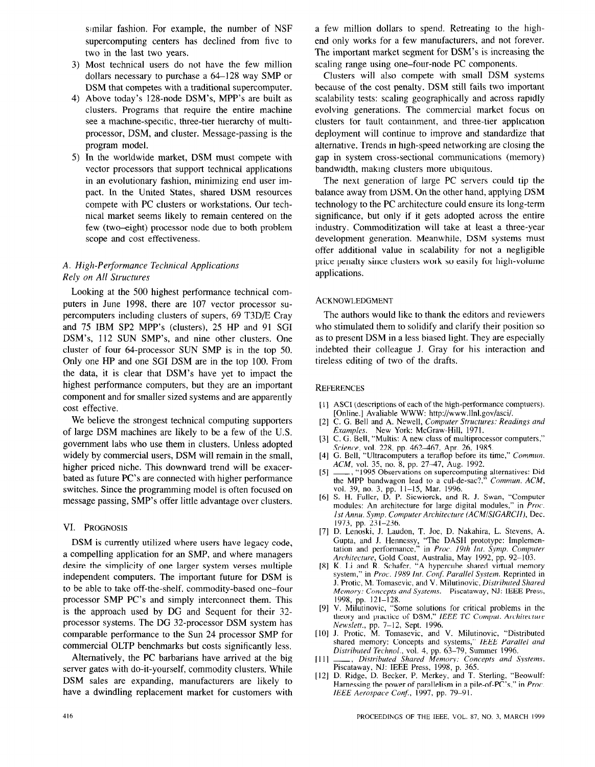similar fashion. For example, the number of NSF supercomputing centers has declined from five to two in the last two years.

3) Most technical users do not have the few million dollars necessary to purchase a 64–128 way SMP or DSM that competes with a traditional supercomputer.
4) Above today's 128-node DSM's, MPP's are built as clusters. Programs that require the entire machine see a machine-specific, three-tier hierarchy of multiprocessor, DSM, and cluster. Message-passing is the program model.
5) In the worldwide market, DSM must compete with vector processors that support technical applications in an evolutionary fashion, minimizing end user impact. In the United States, shared DSM resources compete with PC clusters or workstations. Our technical market seems likely to remain centered on the few (two–eight) processor node due to both problem scope and cost effectiveness.

### *A. High-Performance Technical Applications Rely on All Structures*

Looking at the 500 highest performance technical computers in June 1998, there are 107 vector processor supercomputers including clusters of supers, 69 T3D/E Cray and 75 IBM SP2 MPP's (clusters), 25 HP and 91 SGI DSM's, 112 SUN SMP's, and nine other clusters. One cluster of four 64-processor SUN SMP is in the top 50. Only one HP and one SGI DSM are in the top 100. From the data, it is clear that DSM's have yet to impact the highest performance computers, but they are an important component and for smaller sized systems and are apparently cost effective.

We believe the strongest technical computing supporters of large DSM machines are likely to be a few of the U.S. government labs who use them in clusters. Unless adopted widely by commercial users, DSM will remain in the small, higher priced niche. This downward trend will be exacerbated as future PC's are connected with higher performance switches. Since the programming model is often focused on message passing, SMP's offer little advantage over clusters.

## VI. Prognosis

DSM is currently utilized where users have legacy code, a compelling application for an SMP, and where managers desire the simplicity of one larger system verses multiple independent computers. The important future for DSM is to be able to take off-the-shelf, commodity-based one–four processor SMP PC's and simply interconnect them. This is the approach used by DG and Sequent for their 32-processor systems. The DG 32-processor DSM system has comparable performance to the Sun 24 processor SMP for commercial OLTP benchmarks but costs significantly less.

Alternatively, the PC barbarians have arrived at the big server gates with do-it-yourself, commodity clusters. While DSM sales are expanding, manufacturers are likely to have a dwindling replacement market for customers with a few million dollars to spend. Retreating to the high-end only works for a few manufacturers, and not forever. The important market segment for DSM's is increasing the scaling range using one–four-node PC components.

Clusters will also compete with small DSM systems because of the cost penalty. DSM still fails two important scalability tests: scaling geographically and across rapidly evolving generations. The commercial market focus on clusters for fault containment, and three-tier application deployment will continue to improve and standardize that alternative. Trends in high-speed networking are closing the gap in system cross-sectional communications (memory) bandwidth, making clusters more ubiquitous.

The next generation of large PC servers could tip the balance away from DSM. On the other hand, applying DSM technology to the PC architecture could ensure its long-term significance, but only if it gets adopted across the entire industry. Commoditization will take at least a three-year development generation. Meanwhile, DSM systems must offer additional value in scalability for not a negligible price penalty since clusters work so easily for high-volume applications.

## Acknowledgment

The authors would like to thank the editors and reviewers who stimulated them to solidify and clarify their position so as to present DSM in a less biased light. They are especially indebted their colleague J. Gray for his interaction and tireless editing of two of the drafts.

## References

[1] ASCI (descriptions of each of the high-performance comptuers). [Online.] Avaliable WWW: http://www.llnl.gov/asci/.

[2] C. G. Bell and A. Newell, *Computer Structures: Readings and Examples*. New York: McGraw-Hill, 1971.

[3] C. G. Bell, "Multis: A new class of multiprocessor computers," *Science*, vol. 228, pp. 462–467, Apr. 26, 1985.

[4] G. Bell, "Ultracomputers a teraflop before its time," *Commun. ACM*, vol. 35, no. 8, pp. 27–47, Aug. 1992.

[5] ——, "1995 Observations on supercomputing alternatives: Did the MPP bandwagon lead to a cul-de-sac?," *Commun. ACM*, vol. 39, no. 3, pp. 11–15, Mar. 1996.

[6] S. H. Fuller, D. P. Siewiorek, and R. J. Swan, "Computer modules: An architecture for large digital modules," in *Proc. 1st Annu. Symp. Computer Architecture (ACM/SIGARCH)*, Dec. 1973, pp. 231–236.

[7] D. Lenoski, J. Laudon, T. Joe, D. Nakahira, L. Stevens, A. Gupta, and J. Hennessy, "The DASH prototype: Implementation and performance," in *Proc. 19th Int. Symp. Computer Architecture*, Gold Coast, Australia, May 1992, pp. 92–103.

[8] K. Li and R. Schafer, "A hypercube shared virtual memory system," in *Proc. 1989 Int. Conf. Parallel System*. Reprinted in J. Protic, M. Tomasevic, and V. Milutinovic, *Distributed Shared Memory: Concepts and Systems*. Piscataway, NJ: IEEE Press, 1998, pp. 121–128.

[9] V. Milutinovic, "Some solutions for critical problems in the theory and practice of DSM," *IEEE TC Comput. Architecture Newslett.*, pp. 7–12, Sept. 1996.

[10] J. Protic, M. Tomasevic, and V. Milutinovic, "Distributed shared memory: Concepts and systems," *IEEE Parallel and Distributed Technol.*, vol. 4, pp. 63–79, Summer 1996.

[11] ——, *Distributed Shared Memory: Concepts and Systems*. Piscataway, NJ: IEEE Press, 1998, p. 365.

[12] D. Ridge, D. Becker, P. Merkey, and T. Sterling, "Beowulf: Harnessing the power of parallelism in a pile-of-PC's," in *Proc. IEEE Aerospace Conf.*, 1997, pp. 79–91.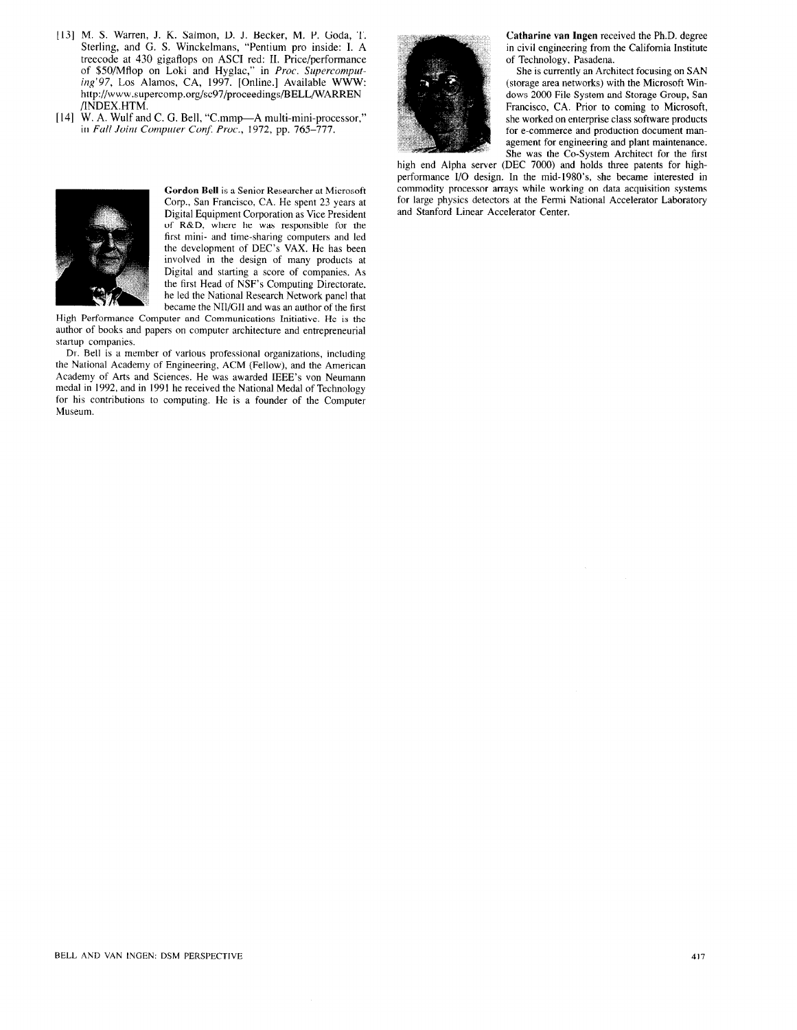[13] M. S. Warren, J. K. Salmon, D. J. Becker, M. P. Goda, T. Sterling, and G. S. Winckelmans, "Pentium pro inside: I. A treecode at 430 gigaflops on ASCI red: II. Price/performance of $50/Mflop on Loki and Hyglac," in *Proc. Supercomputing'97*, Los Alamos, CA, 1997. [Online.] Available WWW: http://www.supercomp.org/sc97/proceedings/BELL/WARREN/INDEX.HTM.

[14] W. A. Wulf and C. G. Bell, "C.mmp—A multi-mini-processor," in *Fall Joint Computer Conf. Proc.*, 1972, pp. 765–777.

**Gordon Bell** is a Senior Researcher at Microsoft Corp., San Francisco, CA. He spent 23 years at Digital Equipment Corporation as Vice President of R&D, where he was responsible for the first mini- and time-sharing computers and led the development of DEC's VAX. He has been involved in the design of many products at Digital and starting a score of companies. As the first Head of NSF's Computing Directorate, he led the National Research Network panel that became the NII/GII and was an author of the first High Performance Computer and Communications Initiative. He is the author of books and papers on computer architecture and entrepreneurial startup companies.

Dr. Bell is a member of various professional organizations, including the National Academy of Engineering, ACM (Fellow), and the American Academy of Arts and Sciences. He was awarded IEEE's von Neumann medal in 1992, and in 1991 he received the National Medal of Technology for his contributions to computing. He is a founder of the Computer Museum.

**Catharine van Ingen** received the Ph.D. degree in civil engineering from the California Institute of Technology, Pasadena.

She is currently an Architect focusing on SAN (storage area networks) with the Microsoft Windows 2000 File System and Storage Group, San Francisco, CA. Prior to coming to Microsoft, she worked on enterprise class software products for e-commerce and production document management for engineering and plant maintenance. She was the Co-System Architect for the first high end Alpha server (DEC 7000) and holds three patents for high-performance I/O design. In the mid-1980's, she became interested in commodity processor arrays while working on data acquisition systems for large physics detectors at the Fermi National Accelerator Laboratory and Stanford Linear Accelerator Center.